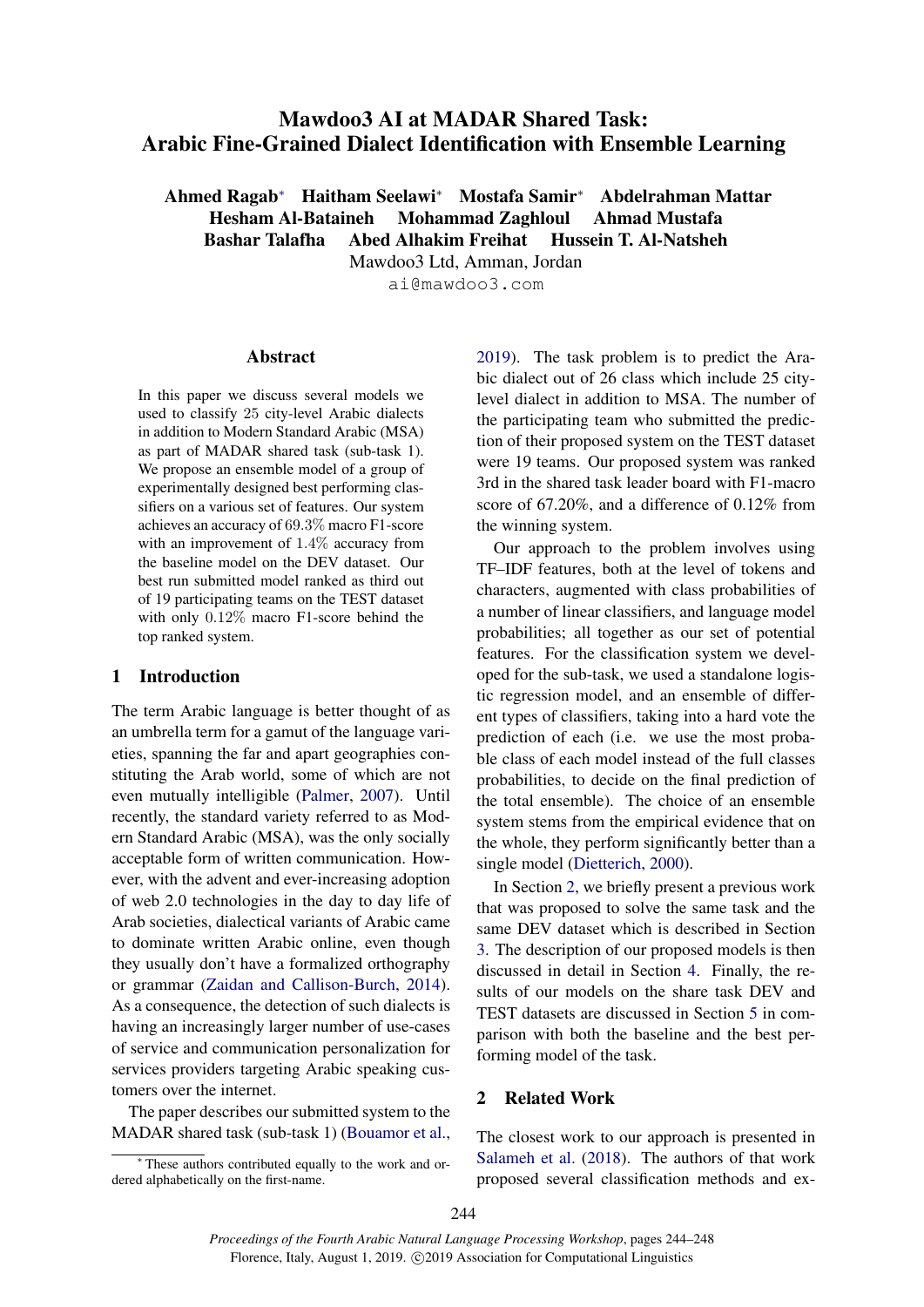# Mawdoo3 AI at MADAR Shared Task: Arabic Fine-Grained Dialect Identification with Ensemble Learning

**Ahmed Ragab*** **Haitham Seelawi*** **Mostafa Samir*** **Abdelrahman Mattar**
**Hesham Al-Bataineh** **Mohammad Zaghloul** **Ahmad Mustafa**
**Bashar Talafha** **Abed Alhakim Freihat** **Hussein T. Al-Natsheh**

Mawdoo3 Ltd, Amman, Jordan

ai@mawdoo3.com

## Abstract

In this paper we discuss several models we used to classify 25 city-level Arabic dialects in addition to Modern Standard Arabic (MSA) as part of MADAR shared task (sub-task 1). We propose an ensemble model of a group of experimentally designed best performing classifiers on a various set of features. Our system achieves an accuracy of 69.3% macro F1-score with an improvement of 1.4% accuracy from the baseline model on the DEV dataset. Our best run submitted model ranked as third out of 19 participating teams on the TEST dataset with only 0.12% macro F1-score behind the top ranked system.

## 1 Introduction

The term Arabic language is better thought of as an umbrella term for a gamut of the language varieties, spanning the far and apart geographies constituting the Arab world, some of which are not even mutually intelligible (Palmer, 2007). Until recently, the standard variety referred to as Modern Standard Arabic (MSA), was the only socially acceptable form of written communication. However, with the advent and ever-increasing adoption of web 2.0 technologies in the day to day life of Arab societies, dialectical variants of Arabic came to dominate written Arabic online, even though they usually don't have a formalized orthography or grammar (Zaidan and Callison-Burch, 2014). As a consequence, the detection of such dialects is having an increasingly larger number of use-cases of service and communication personalization for services providers targeting Arabic speaking customers over the internet.

The paper describes our submitted system to the MADAR shared task (sub-task 1) (Bouamor et al., 2019). The task problem is to predict the Arabic dialect out of 26 class which include 25 city-level dialect in addition to MSA. The number of the participating team who submitted the prediction of their proposed system on the TEST dataset were 19 teams. Our proposed system was ranked 3rd in the shared task leader board with F1-macro score of 67.20%, and a difference of 0.12% from the winning system.

Our approach to the problem involves using TF–IDF features, both at the level of tokens and characters, augmented with class probabilities of a number of linear classifiers, and language model probabilities; all together as our set of potential features. For the classification system we developed for the sub-task, we used a standalone logistic regression model, and an ensemble of different types of classifiers, taking into a hard vote the prediction of each (i.e. we use the most probable class of each model instead of the full classes probabilities, to decide on the final prediction of the total ensemble). The choice of an ensemble system stems from the empirical evidence that on the whole, they perform significantly better than a single model (Dietterich, 2000).

In Section 2, we briefly present a previous work that was proposed to solve the same task and the same DEV dataset which is described in Section 3. The description of our proposed models is then discussed in detail in Section 4. Finally, the results of our models on the share task DEV and TEST datasets are discussed in Section 5 in comparison with both the baseline and the best performing model of the task.

## 2 Related Work

The closest work to our approach is presented in Salameh et al. (2018). The authors of that work proposed several classification methods and ex-

---

* These authors contributed equally to the work and ordered alphabetically on the first-name.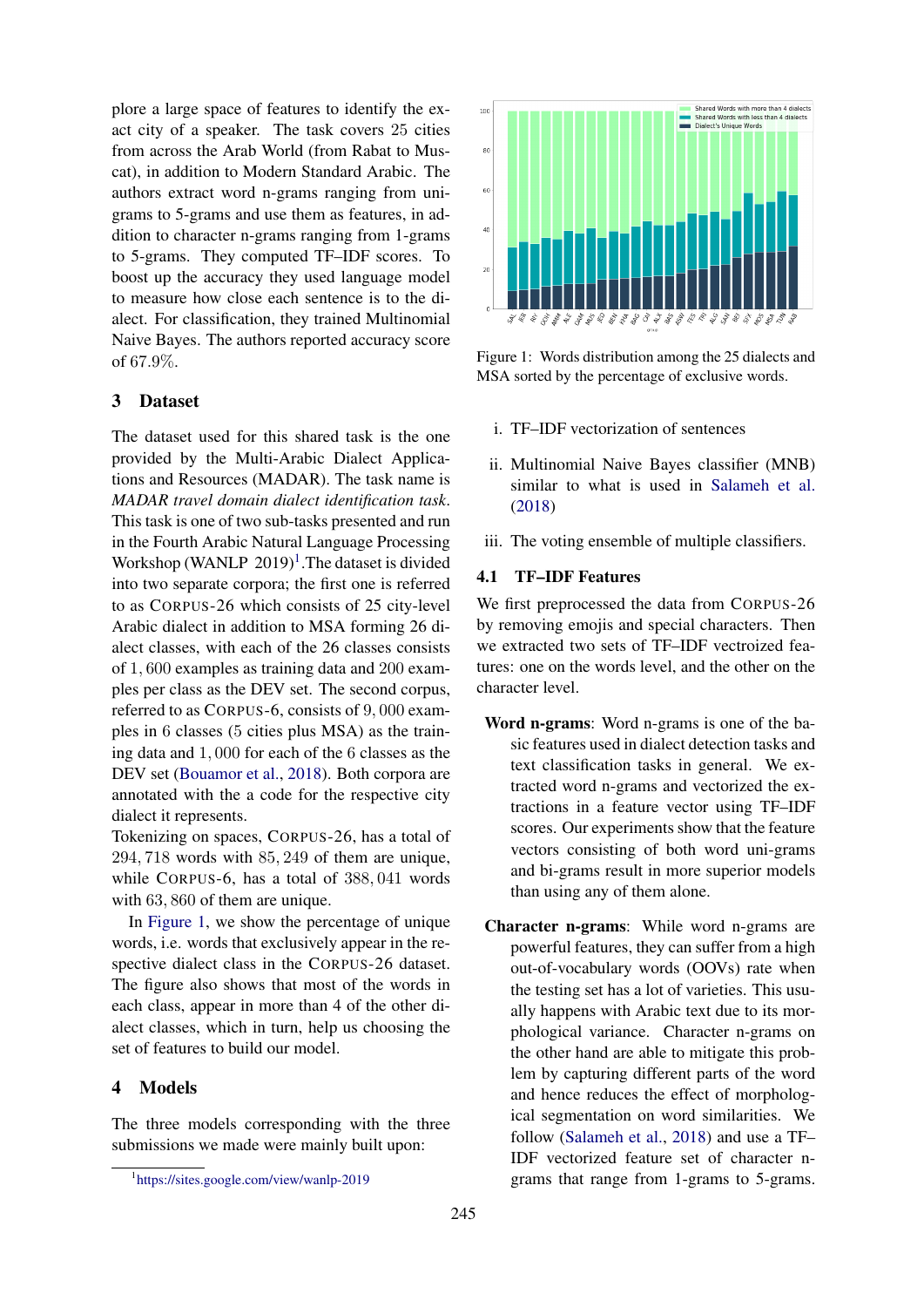plore a large space of features to identify the exact city of a speaker. The task covers 25 cities from across the Arab World (from Rabat to Muscat), in addition to Modern Standard Arabic. The authors extract word n-grams ranging from unigrams to 5-grams and use them as features, in addition to character n-grams ranging from 1-grams to 5-grams. They computed TF–IDF scores. To boost up the accuracy they used language model to measure how close each sentence is to the dialect. For classification, they trained Multinomial Naive Bayes. The authors reported accuracy score of 67.9%.

## 3 Dataset

The dataset used for this shared task is the one provided by the Multi-Arabic Dialect Applications and Resources (MADAR). The task name is *MADAR travel domain dialect identification task*. This task is one of two sub-tasks presented and run in the Fourth Arabic Natural Language Processing Workshop (WANLP 2019)[1].The dataset is divided into two separate corpora; the first one is referred to as CORPUS-26 which consists of 25 city-level Arabic dialect in addition to MSA forming 26 dialect classes, with each of the 26 classes consists of 1,600 examples as training data and 200 examples per class as the DEV set. The second corpus, referred to as CORPUS-6, consists of 9,000 examples in 6 classes (5 cities plus MSA) as the training data and 1,000 for each of the 6 classes as the DEV set (Bouamor et al., 2018). Both corpora are annotated with the a code for the respective city dialect it represents.

Tokenizing on spaces, CORPUS-26, has a total of 294,718 words with 85,249 of them are unique, while CORPUS-6, has a total of 388,041 words with 63,860 of them are unique.

In Figure 1, we show the percentage of unique words, i.e. words that exclusively appear in the respective dialect class in the CORPUS-26 dataset. The figure also shows that most of the words in each class, appear in more than 4 of the other dialect classes, which in turn, help us choosing the set of features to build our model.

## 4 Models

The three models corresponding with the three submissions we made were mainly built upon:

i. TF–IDF vectorization of sentences

ii. Multinomial Naive Bayes classifier (MNB) similar to what is used in Salameh et al. (2018)

iii. The voting ensemble of multiple classifiers.

Figure 1: Words distribution among the 25 dialects and MSA sorted by the percentage of exclusive words.

### 4.1 TF–IDF Features

We first preprocessed the data from CORPUS-26 by removing emojis and special characters. Then we extracted two sets of TF–IDF vectroized features: one on the words level, and the other on the character level.

**Word n-grams**: Word n-grams is one of the basic features used in dialect detection tasks and text classification tasks in general. We extracted word n-grams and vectorized the extractions in a feature vector using TF–IDF scores. Our experiments show that the feature vectors consisting of both word uni-grams and bi-grams result in more superior models than using any of them alone.

**Character n-grams**: While word n-grams are powerful features, they can suffer from a high out-of-vocabulary words (OOVs) rate when the testing set has a lot of varieties. This usually happens with Arabic text due to its morphological variance. Character n-grams on the other hand are able to mitigate this problem by capturing different parts of the word and hence reduces the effect of morphological segmentation on word similarities. We follow (Salameh et al., 2018) and use a TF–IDF vectorized feature set of character n-grams that range from 1-grams to 5-grams.

[1] https://sites.google.com/view/wanlp-2019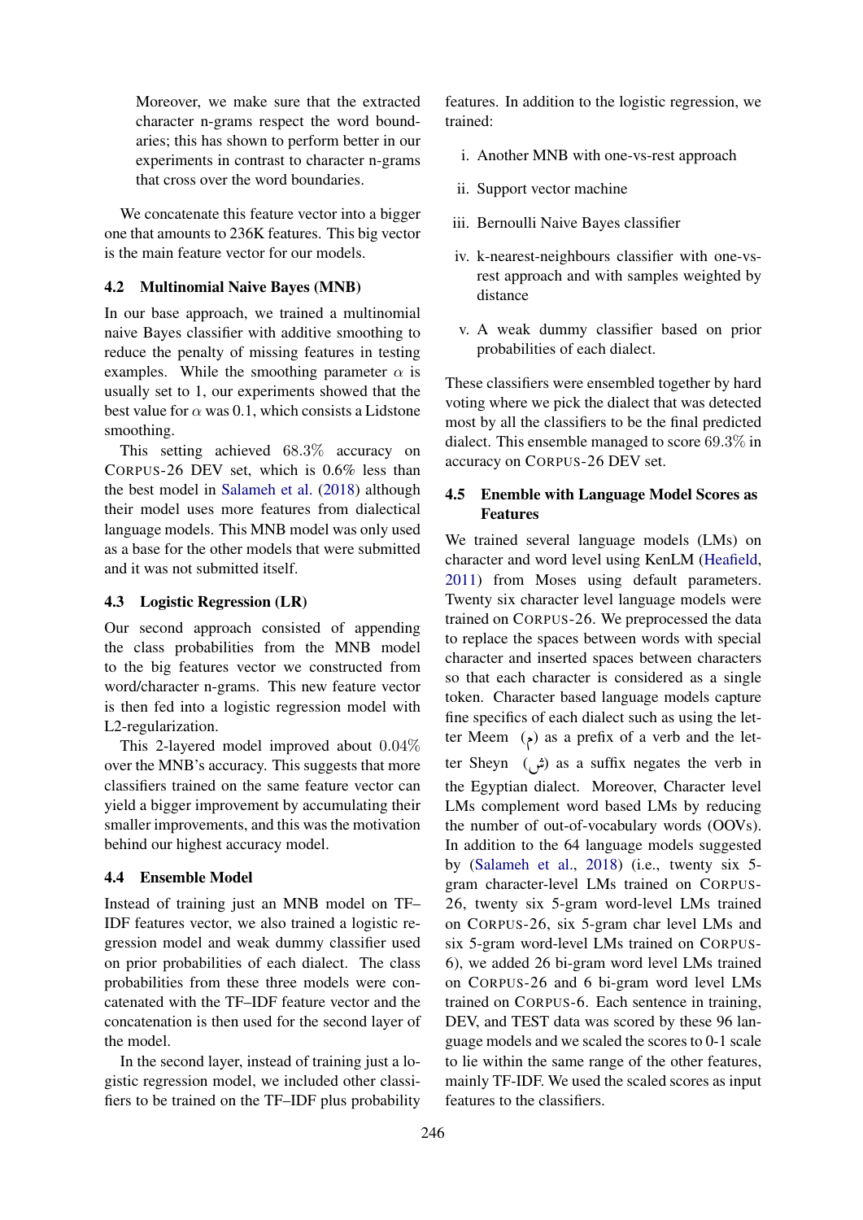Moreover, we make sure that the extracted character n-grams respect the word boundaries; this has shown to perform better in our experiments in contrast to character n-grams that cross over the word boundaries.

We concatenate this feature vector into a bigger one that amounts to 236K features. This big vector is the main feature vector for our models.

### 4.2 Multinomial Naive Bayes (MNB)

In our base approach, we trained a multinomial naive Bayes classifier with additive smoothing to reduce the penalty of missing features in testing examples. While the smoothing parameter $\alpha$ is usually set to 1, our experiments showed that the best value for $\alpha$ was 0.1, which consists a Lidstone smoothing.

This setting achieved $68.3\%$ accuracy on CORPUS-26 DEV set, which is 0.6% less than the best model in Salameh et al. (2018) although their model uses more features from dialectical language models. This MNB model was only used as a base for the other models that were submitted and it was not submitted itself.

### 4.3 Logistic Regression (LR)

Our second approach consisted of appending the class probabilities from the MNB model to the big features vector we constructed from word/character n-grams. This new feature vector is then fed into a logistic regression model with L2-regularization.

This 2-layered model improved about $0.04\%$ over the MNB's accuracy. This suggests that more classifiers trained on the same feature vector can yield a bigger improvement by accumulating their smaller improvements, and this was the motivation behind our highest accuracy model.

### 4.4 Ensemble Model

Instead of training just an MNB model on TF–IDF features vector, we also trained a logistic regression model and weak dummy classifier used on prior probabilities of each dialect. The class probabilities from these three models were concatenated with the TF–IDF feature vector and the concatenation is then used for the second layer of the model.

In the second layer, instead of training just a logistic regression model, we included other classifiers to be trained on the TF–IDF plus probability features. In addition to the logistic regression, we trained:

i. Another MNB with one-vs-rest approach

ii. Support vector machine

iii. Bernoulli Naive Bayes classifier

iv. k-nearest-neighbours classifier with one-vs-rest approach and with samples weighted by distance

v. A weak dummy classifier based on prior probabilities of each dialect.

These classifiers were ensembled together by hard voting where we pick the dialect that was detected most by all the classifiers to be the final predicted dialect. This ensemble managed to score $69.3\%$ in accuracy on CORPUS-26 DEV set.

### 4.5 Enemble with Language Model Scores as Features

We trained several language models (LMs) on character and word level using KenLM (Heafield, 2011) from Moses using default parameters. Twenty six character level language models were trained on CORPUS-26. We preprocessed the data to replace the spaces between words with special character and inserted spaces between characters so that each character is considered as a single token. Character based language models capture fine specifics of each dialect such as using the letter Meem (م) as a prefix of a verb and the letter Sheyn (ش) as a suffix negates the verb in the Egyptian dialect. Moreover, Character level LMs complement word based LMs by reducing the number of out-of-vocabulary words (OOVs). In addition to the 64 language models suggested by (Salameh et al., 2018) (i.e., twenty six 5-gram character-level LMs trained on CORPUS-26, twenty six 5-gram word-level LMs trained on CORPUS-26, six 5-gram char level LMs and six 5-gram word-level LMs trained on CORPUS-6), we added 26 bi-gram word level LMs trained on CORPUS-26 and 6 bi-gram word level LMs trained on CORPUS-6. Each sentence in training, DEV, and TEST data was scored by these 96 language models and we scaled the scores to 0-1 scale to lie within the same range of the other features, mainly TF-IDF. We used the scaled scores as input features to the classifiers.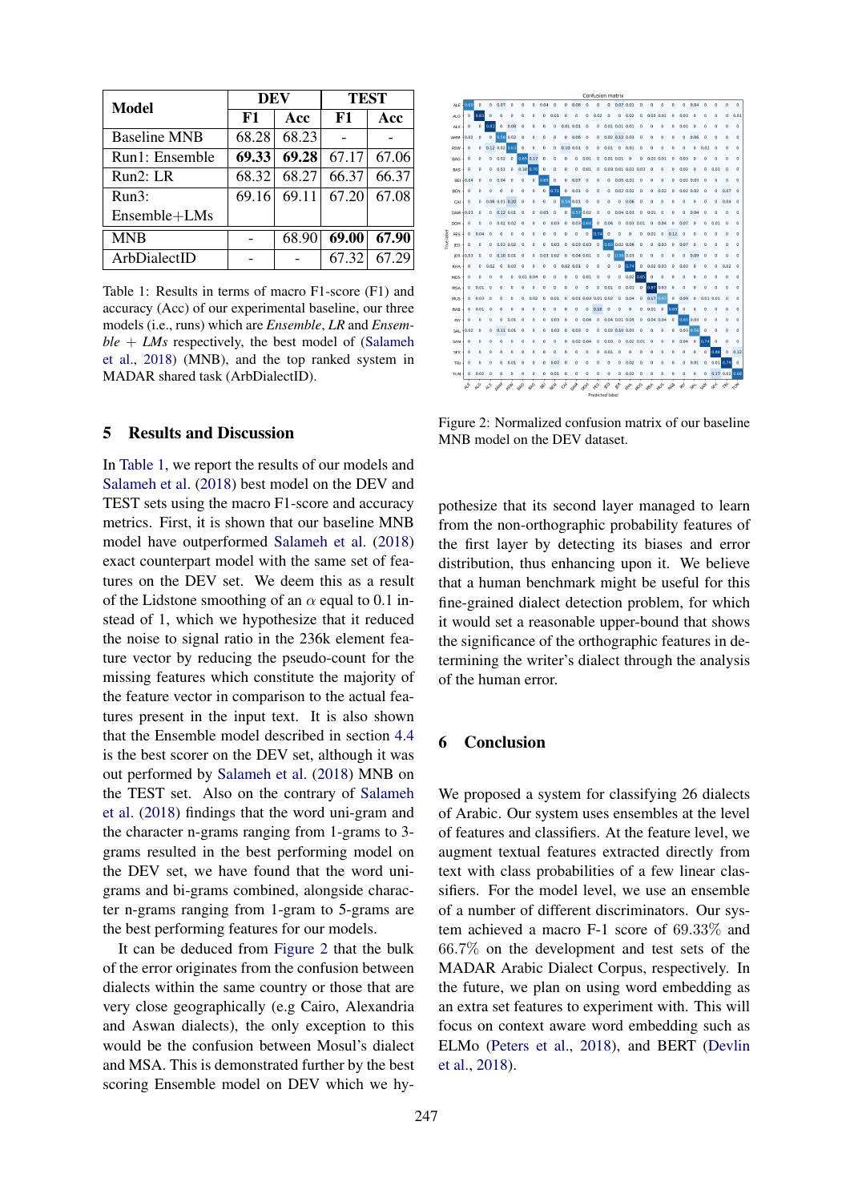| Model | DEV | | TEST | |
|---|---|---|---|---|
| | F1 | Acc | F1 | Acc |
| Baseline MNB | 68.28 | 68.23 | - | - |
| Run1: Ensemble | **69.33** | **69.28** | 67.17 | 67.06 |
| Run2: LR | 68.32 | 68.27 | 66.37 | 66.37 |
| Run3: Ensemble+LMs | 69.16 | 69.11 | 67.20 | 67.08 |
| MNB | - | 68.90 | **69.00** | **67.90** |
| ArbDialectID | - | - | 67.32 | 67.29 |

Table 1: Results in terms of macro F1-score (F1) and accuracy (Acc) of our experimental baseline, our three models (i.e., runs) which are *Ensemble*, *LR* and *Ensemble + LMs* respectively, the best model of (Salameh et al., 2018) (MNB), and the top ranked system in MADAR shared task (ArbDialectID).

## 5 Results and Discussion

In Table 1, we report the results of our models and Salameh et al. (2018) best model on the DEV and TEST sets using the macro F1-score and accuracy metrics. First, it is shown that our baseline MNB model have outperformed Salameh et al. (2018) exact counterpart model with the same set of features on the DEV set. We deem this as a result of the Lidstone smoothing of an $\alpha$ equal to 0.1 instead of 1, which we hypothesize that it reduced the noise to signal ratio in the 236k element feature vector by reducing the pseudo-count for the missing features which constitute the majority of the feature vector in comparison to the actual features present in the input text. It is also shown that the Ensemble model described in section 4.4 is the best scorer on the DEV set, although it was out performed by Salameh et al. (2018) MNB on the TEST set. Also on the contrary of Salameh et al. (2018) findings that the word uni-gram and the character n-grams ranging from 1-grams to 3-grams resulted in the best performing model on the DEV set, we have found that the word uni-grams and bi-grams combined, alongside character n-grams ranging from 1-gram to 5-grams are the best performing features for our models.

It can be deduced from Figure 2 that the bulk of the error originates from the confusion between dialects within the same country or those that are very close geographically (e.g Cairo, Alexandria and Aswan dialects), the only exception to this would be the confusion between Mosul's dialect and MSA. This is demonstrated further by the best scoring Ensemble model on DEV which we hypothesize that its second layer managed to learn from the non-orthographic probability features of the first layer by detecting its biases and error distribution, thus enhancing upon it. We believe that a human benchmark might be useful for this fine-grained dialect detection problem, for which it would set a reasonable upper-bound that shows the significance of the orthographic features in determining the writer's dialect through the analysis of the human error.

Figure 2: Normalized confusion matrix of our baseline MNB model on the DEV dataset.

## 6 Conclusion

We proposed a system for classifying 26 dialects of Arabic. Our system uses ensembles at the level of features and classifiers. At the feature level, we augment textual features extracted directly from text with class probabilities of a few linear classifiers. For the model level, we use an ensemble of a number of different discriminators. Our system achieved a macro F-1 score of 69.33% and 66.7% on the development and test sets of the MADAR Arabic Dialect Corpus, respectively. In the future, we plan on using word embedding as an extra set features to experiment with. This will focus on context aware word embedding such as ELMo (Peters et al., 2018), and BERT (Devlin et al., 2018).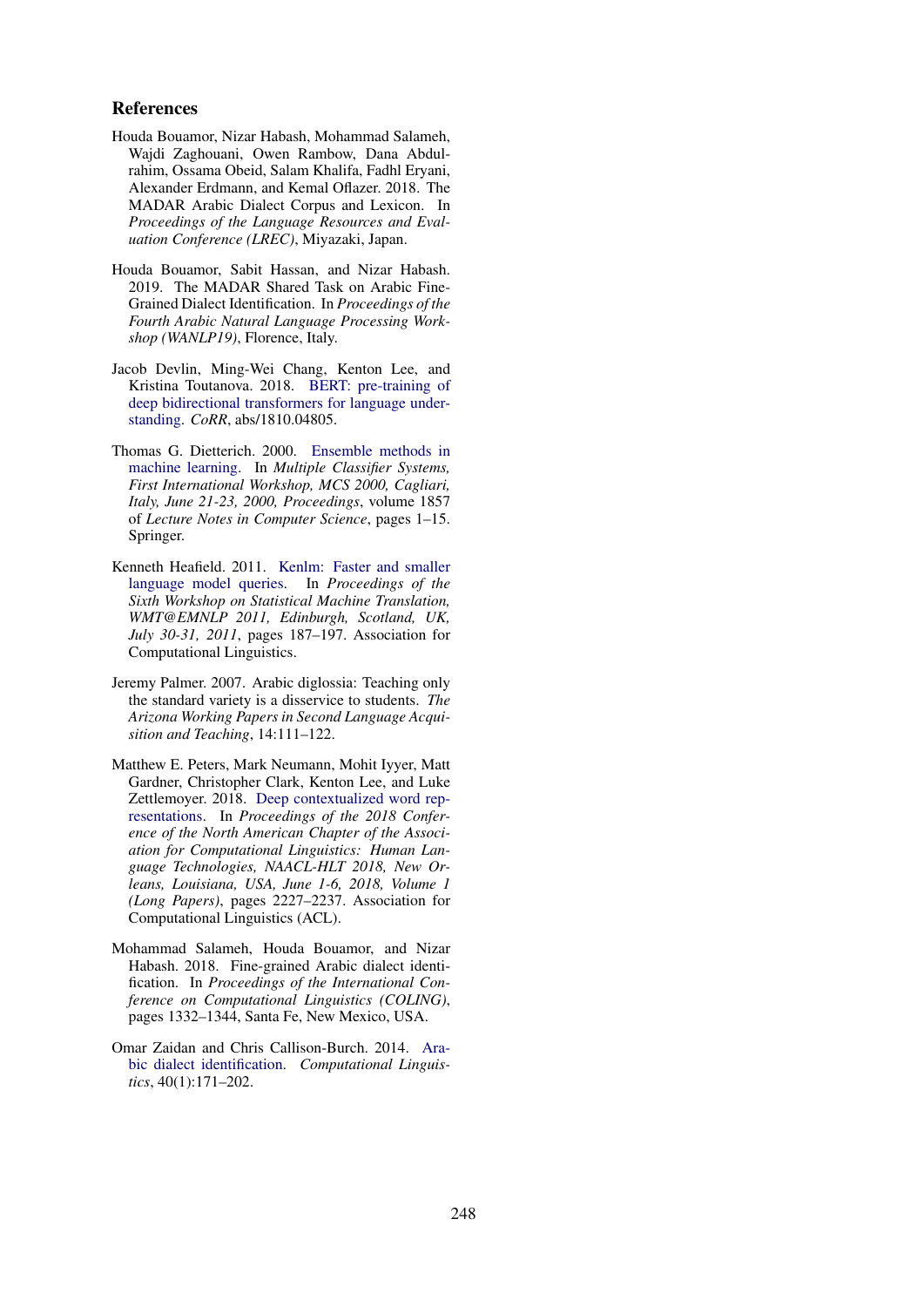## References

Houda Bouamor, Nizar Habash, Mohammad Salameh, Wajdi Zaghouani, Owen Rambow, Dana Abdulrahim, Ossama Obeid, Salam Khalifa, Fadhl Eryani, Alexander Erdmann, and Kemal Oflazer. 2018. The MADAR Arabic Dialect Corpus and Lexicon. In *Proceedings of the Language Resources and Evaluation Conference (LREC)*, Miyazaki, Japan.

Houda Bouamor, Sabit Hassan, and Nizar Habash. 2019. The MADAR Shared Task on Arabic Fine-Grained Dialect Identification. In *Proceedings of the Fourth Arabic Natural Language Processing Workshop (WANLP19)*, Florence, Italy.

Jacob Devlin, Ming-Wei Chang, Kenton Lee, and Kristina Toutanova. 2018. BERT: pre-training of deep bidirectional transformers for language understanding. *CoRR*, abs/1810.04805.

Thomas G. Dietterich. 2000. Ensemble methods in machine learning. In *Multiple Classifier Systems, First International Workshop, MCS 2000, Cagliari, Italy, June 21-23, 2000, Proceedings*, volume 1857 of *Lecture Notes in Computer Science*, pages 1–15. Springer.

Kenneth Heafield. 2011. Kenlm: Faster and smaller language model queries. In *Proceedings of the Sixth Workshop on Statistical Machine Translation, WMT@EMNLP 2011, Edinburgh, Scotland, UK, July 30-31, 2011*, pages 187–197. Association for Computational Linguistics.

Jeremy Palmer. 2007. Arabic diglossia: Teaching only the standard variety is a disservice to students. *The Arizona Working Papers in Second Language Acquisition and Teaching*, 14:111–122.

Matthew E. Peters, Mark Neumann, Mohit Iyyer, Matt Gardner, Christopher Clark, Kenton Lee, and Luke Zettlemoyer. 2018. Deep contextualized word representations. In *Proceedings of the 2018 Conference of the North American Chapter of the Association for Computational Linguistics: Human Language Technologies, NAACL-HLT 2018, New Orleans, Louisiana, USA, June 1-6, 2018, Volume 1 (Long Papers)*, pages 2227–2237. Association for Computational Linguistics (ACL).

Mohammad Salameh, Houda Bouamor, and Nizar Habash. 2018. Fine-grained Arabic dialect identification. In *Proceedings of the International Conference on Computational Linguistics (COLING)*, pages 1332–1344, Santa Fe, New Mexico, USA.

Omar Zaidan and Chris Callison-Burch. 2014. Arabic dialect identification. *Computational Linguistics*, 40(1):171–202.